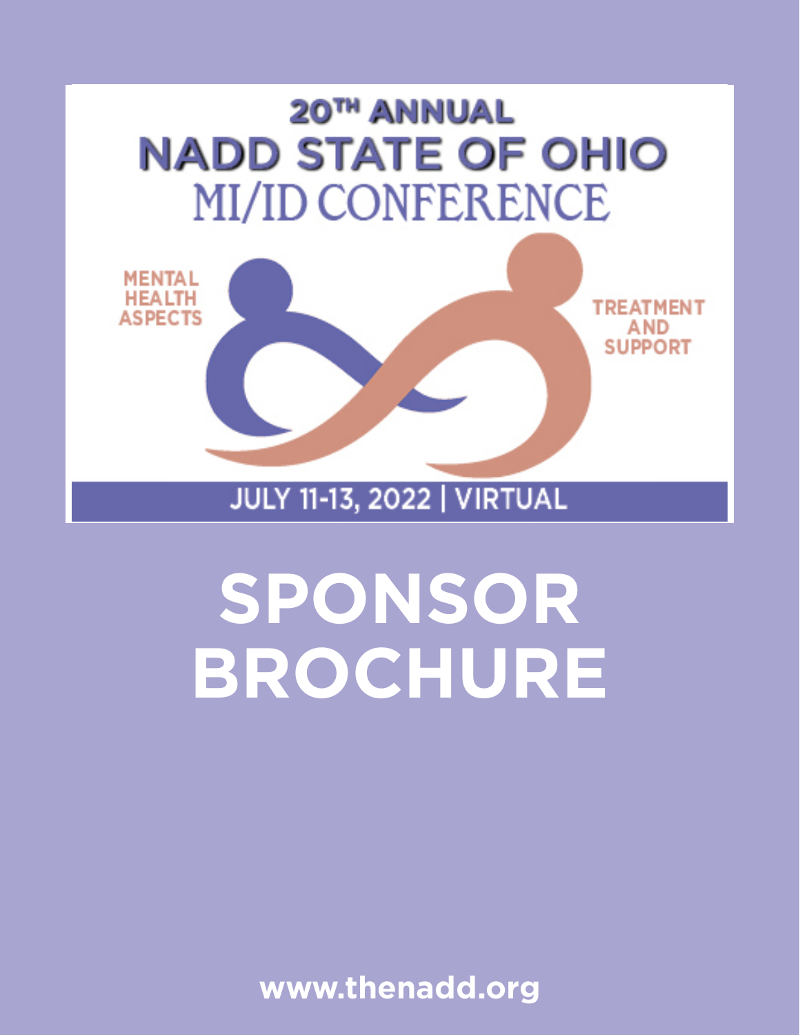# 20TH ANNUAL NADD STATE OF OHIO MI/ID CONFERENCE

MENTAL HEALTH ASPECTS

TREATMENT AND SUPPORT

JULY 11-13, 2022 | VIRTUAL

# SPONSOR BROCHURE

www.thenadd.org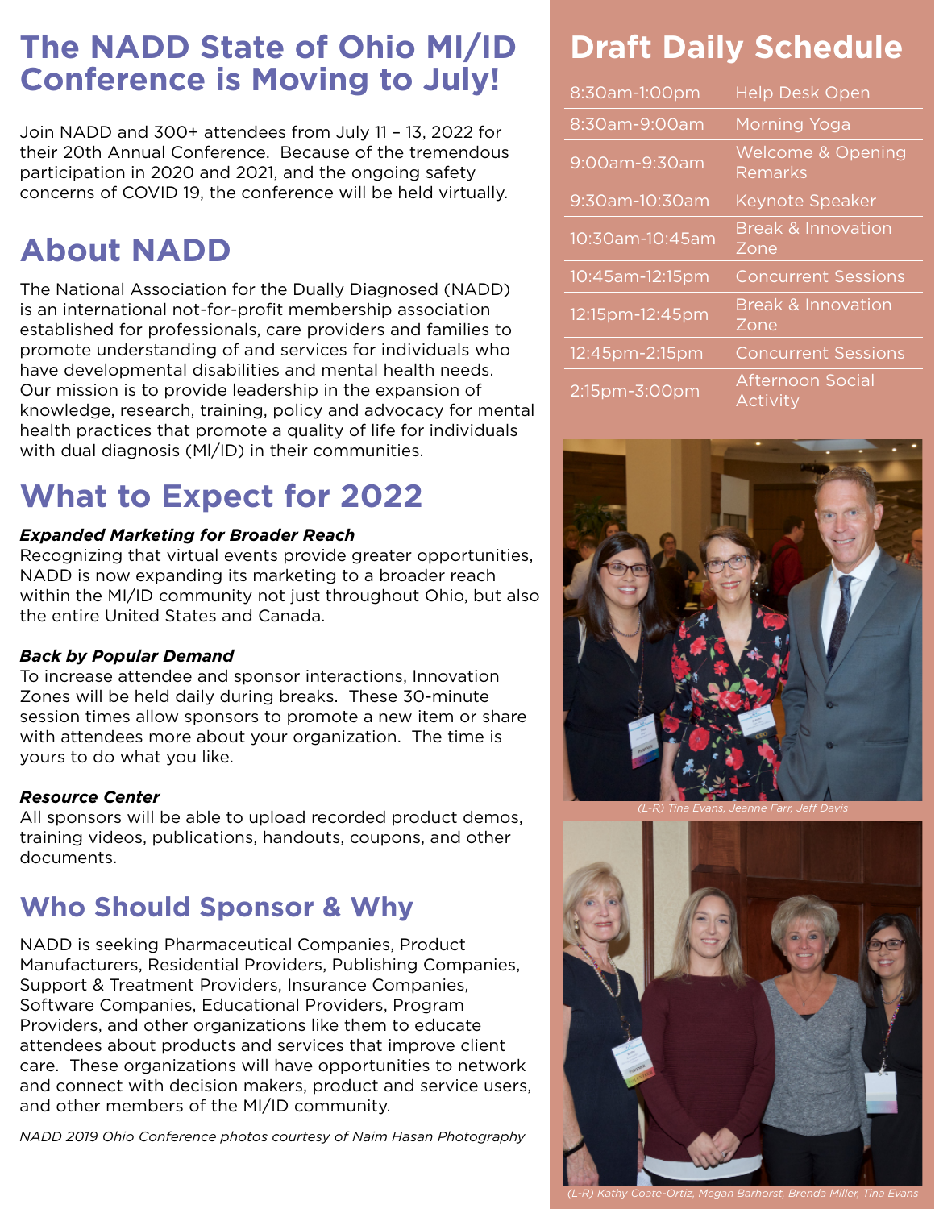# The NADD State of Ohio MI/ID Conference is Moving to July!

Join NADD and 300+ attendees from July 11 – 13, 2022 for their 20th Annual Conference. Because of the tremendous participation in 2020 and 2021, and the ongoing safety concerns of COVID 19, the conference will be held virtually.

## About NADD

The National Association for the Dually Diagnosed (NADD) is an international not-for-profit membership association established for professionals, care providers and families to promote understanding of and services for individuals who have developmental disabilities and mental health needs. Our mission is to provide leadership in the expansion of knowledge, research, training, policy and advocacy for mental health practices that promote a quality of life for individuals with dual diagnosis (MI/ID) in their communities.

## What to Expect for 2022

***Expanded Marketing for Broader Reach***

Recognizing that virtual events provide greater opportunities, NADD is now expanding its marketing to a broader reach within the MI/ID community not just throughout Ohio, but also the entire United States and Canada.

***Back by Popular Demand***

To increase attendee and sponsor interactions, Innovation Zones will be held daily during breaks. These 30-minute session times allow sponsors to promote a new item or share with attendees more about your organization. The time is yours to do what you like.

***Resource Center***

All sponsors will be able to upload recorded product demos, training videos, publications, handouts, coupons, and other documents.

## Who Should Sponsor & Why

NADD is seeking Pharmaceutical Companies, Product Manufacturers, Residential Providers, Publishing Companies, Support & Treatment Providers, Insurance Companies, Software Companies, Educational Providers, Program Providers, and other organizations like them to educate attendees about products and services that improve client care. These organizations will have opportunities to network and connect with decision makers, product and service users, and other members of the MI/ID community.

*NADD 2019 Ohio Conference photos courtesy of Naim Hasan Photography*

## Draft Daily Schedule

| Time | Activity |
|---|---|
| 8:30am-1:00pm | Help Desk Open |
| 8:30am-9:00am | Morning Yoga |
| 9:00am-9:30am | Welcome & Opening Remarks |
| 9:30am-10:30am | Keynote Speaker |
| 10:30am-10:45am | Break & Innovation Zone |
| 10:45am-12:15pm | Concurrent Sessions |
| 12:15pm-12:45pm | Break & Innovation Zone |
| 12:45pm-2:15pm | Concurrent Sessions |
| 2:15pm-3:00pm | Afternoon Social Activity |

*(L-R) Tina Evans, Jeanne Farr, Jeff Davis*

*(L-R) Kathy Coate-Ortiz, Megan Barhorst, Brenda Miller, Tina Evans*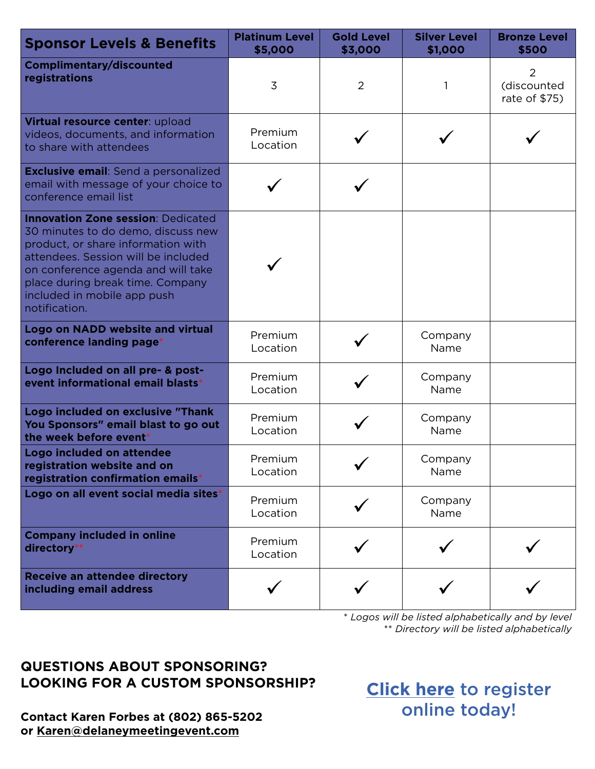| **Sponsor Levels & Benefits** | **Platinum Level $5,000** | **Gold Level $3,000** | **Silver Level $1,000** | **Bronze Level $500** |
|---|---|---|---|---|
| **Complimentary/discounted registrations** | 3 | 2 | 1 | 2 (discounted rate of $75) |
| **Virtual resource center**: upload videos, documents, and information to share with attendees | Premium Location | ✓ | ✓ | ✓ |
| **Exclusive email**: Send a personalized email with message of your choice to conference email list | ✓ | ✓ | | |
| **Innovation Zone session**: Dedicated 30 minutes to do demo, discuss new product, or share information with attendees. Session will be included on conference agenda and will take place during break time. Company included in mobile app push notification. | ✓ | | | |
| **Logo on NADD website and virtual conference landing page*** | Premium Location | ✓ | Company Name | |
| **Logo Included on all pre- & post-event informational email blasts*** | Premium Location | ✓ | Company Name | |
| **Logo included on exclusive "Thank You Sponsors" email blast to go out the week before event*** | Premium Location | ✓ | Company Name | |
| **Logo included on attendee registration website and on registration confirmation emails*** | Premium Location | ✓ | Company Name | |
| **Logo on all event social media sites*** | Premium Location | ✓ | Company Name | |
| **Company included in online directory**** | Premium Location | ✓ | ✓ | ✓ |
| **Receive an attendee directory including email address** | ✓ | ✓ | ✓ | ✓ |

*\* Logos will be listed alphabetically and by level*
*\*\* Directory will be listed alphabetically*

**QUESTIONS ABOUT SPONSORING?**
**LOOKING FOR A CUSTOM SPONSORSHIP?**

**Contact Karen Forbes at (802) 865-5202**
**or Karen@delaneymeetingevent.com**

## Click here to register online today!